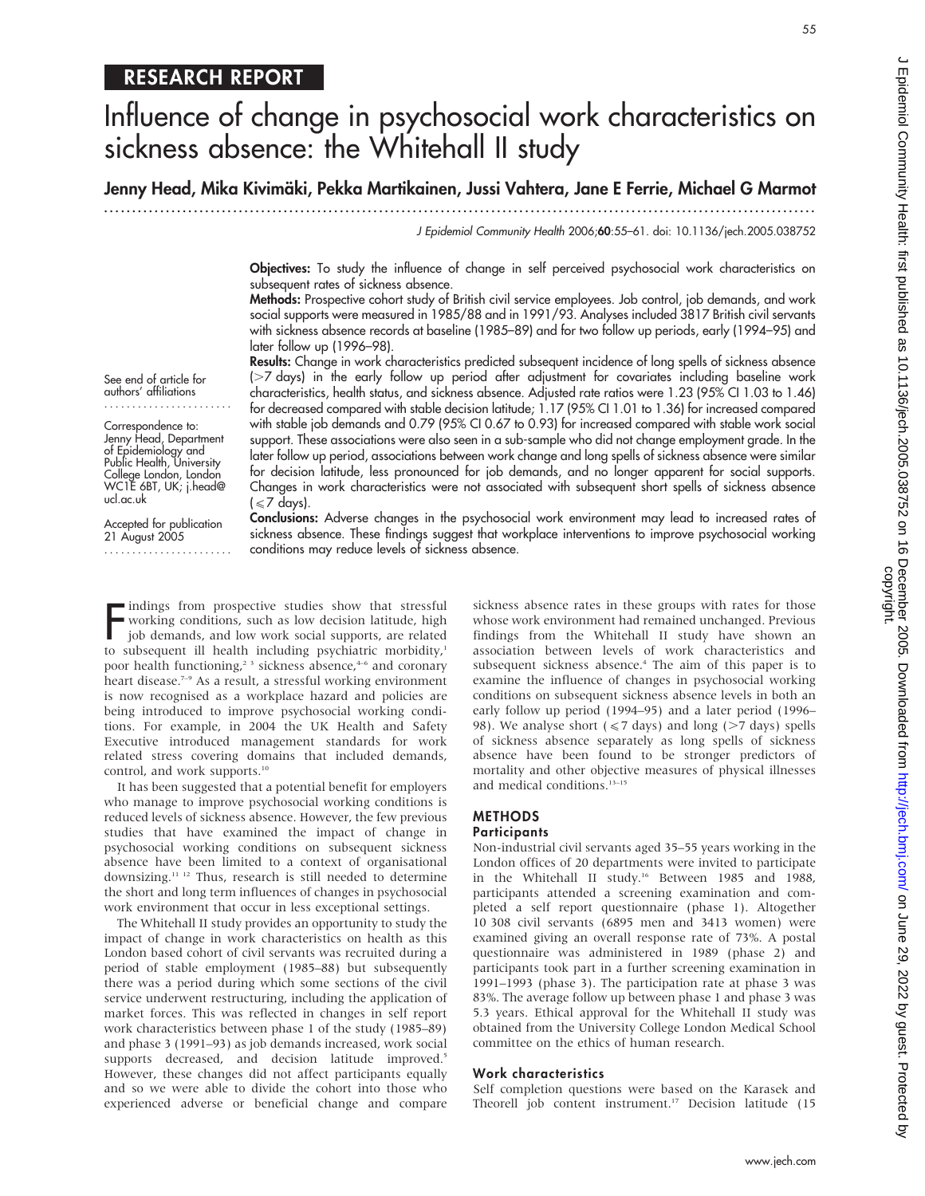RESEARCH REPORT

# Influence of change in psychosocial work characteristics on sickness absence: the Whitehall II study

**Jenny Head, Mika Kivimäki, Pekka Martikainen, Jussi Vahtera, Jane E Ferrie, Michael G Marmot**

J Epidemiol Community Health 2006;60:55–61. doi: 10.1136/jech.2005.038752

See end of article for authors' affiliations

Correspondence to: Jenny Head, Department of Epidemiology and Public Health, University College London, London WC1E 6BT, UK; j.head@ucl.ac.uk

Accepted for publication 21 August 2005

**Objectives:** To study the influence of change in self perceived psychosocial work characteristics on subsequent rates of sickness absence.

**Methods:** Prospective cohort study of British civil service employees. Job control, job demands, and work social supports were measured in 1985/88 and in 1991/93. Analyses included 3817 British civil servants with sickness absence records at baseline (1985–89) and for two follow up periods, early (1994–95) and later follow up (1996–98).

**Results:** Change in work characteristics predicted subsequent incidence of long spells of sickness absence (>7 days) in the early follow up period after adjustment for covariates including baseline work characteristics, health status, and sickness absence. Adjusted rate ratios were 1.23 (95% CI 1.03 to 1.46) for decreased compared with stable decision latitude; 1.17 (95% CI 1.01 to 1.36) for increased compared with stable job demands and 0.79 (95% CI 0.67 to 0.93) for increased compared with stable work social support. These associations were also seen in a sub-sample who did not change employment grade. In the later follow up period, associations between work change and long spells of sickness absence were similar for decision latitude, less pronounced for job demands, and no longer apparent for social supports. Changes in work characteristics were not associated with subsequent short spells of sickness absence (⩽7 days).

**Conclusions:** Adverse changes in the psychosocial work environment may lead to increased rates of sickness absence. These findings suggest that workplace interventions to improve psychosocial working conditions may reduce levels of sickness absence.

Findings from prospective studies show that stressful working conditions, such as low decision latitude, high job demands, and low work social supports, are related to subsequent ill health including psychiatric morbidity,[1] poor health functioning,[2 3] sickness absence,[4–6] and coronary heart disease.[7–9] As a result, a stressful working environment is now recognised as a workplace hazard and policies are being introduced to improve psychosocial working conditions. For example, in 2004 the UK Health and Safety Executive introduced management standards for work related stress covering domains that included demands, control, and work supports.[10]

It has been suggested that a potential benefit for employers who manage to improve psychosocial working conditions is reduced levels of sickness absence. However, the few previous studies that have examined the impact of change in psychosocial working conditions on subsequent sickness absence have been limited to a context of organisational downsizing.[11 12] Thus, research is still needed to determine the short and long term influences of changes in psychosocial work environment that occur in less exceptional settings.

The Whitehall II study provides an opportunity to study the impact of change in work characteristics on health as this London based cohort of civil servants was recruited during a period of stable employment (1985–88) but subsequently there was a period during which some sections of the civil service underwent restructuring, including the application of market forces. This was reflected in changes in self report work characteristics between phase 1 of the study (1985–89) and phase 3 (1991–93) as job demands increased, work social supports decreased, and decision latitude improved.[5] However, these changes did not affect participants equally and so we were able to divide the cohort into those who experienced adverse or beneficial change and compare sickness absence rates in these groups with rates for those whose work environment had remained unchanged. Previous findings from the Whitehall II study have shown an association between levels of work characteristics and subsequent sickness absence.[4] The aim of this paper is to examine the influence of changes in psychosocial working conditions on subsequent sickness absence in both an early follow up period (1994–95) and a later period (1996–98). We analyse short (⩽7 days) and long (>7 days) spells of sickness absence separately as long spells of sickness absence have been found to be stronger predictors of mortality and other objective measures of physical illnesses and medical conditions.[13–15]

## METHODS

### Participants

Non-industrial civil servants aged 35–55 years working in the London offices of 20 departments were invited to participate in the Whitehall II study.[16] Between 1985 and 1988, participants attended a screening examination and completed a self report questionnaire (phase 1). Altogether 10 308 civil servants (6895 men and 3413 women) were examined giving an overall response rate of 73%. A postal questionnaire was administered in 1989 (phase 2) and participants took part in a further screening examination in 1991–1993 (phase 3). The participation rate at phase 3 was 83%. The average follow up between phase 1 and phase 3 was 5.3 years. Ethical approval for the Whitehall II study was obtained from the University College London Medical School committee on the ethics of human research.

### Work characteristics

Self completion questions were based on the Karasek and Theorell job content instrument.[17] Decision latitude (15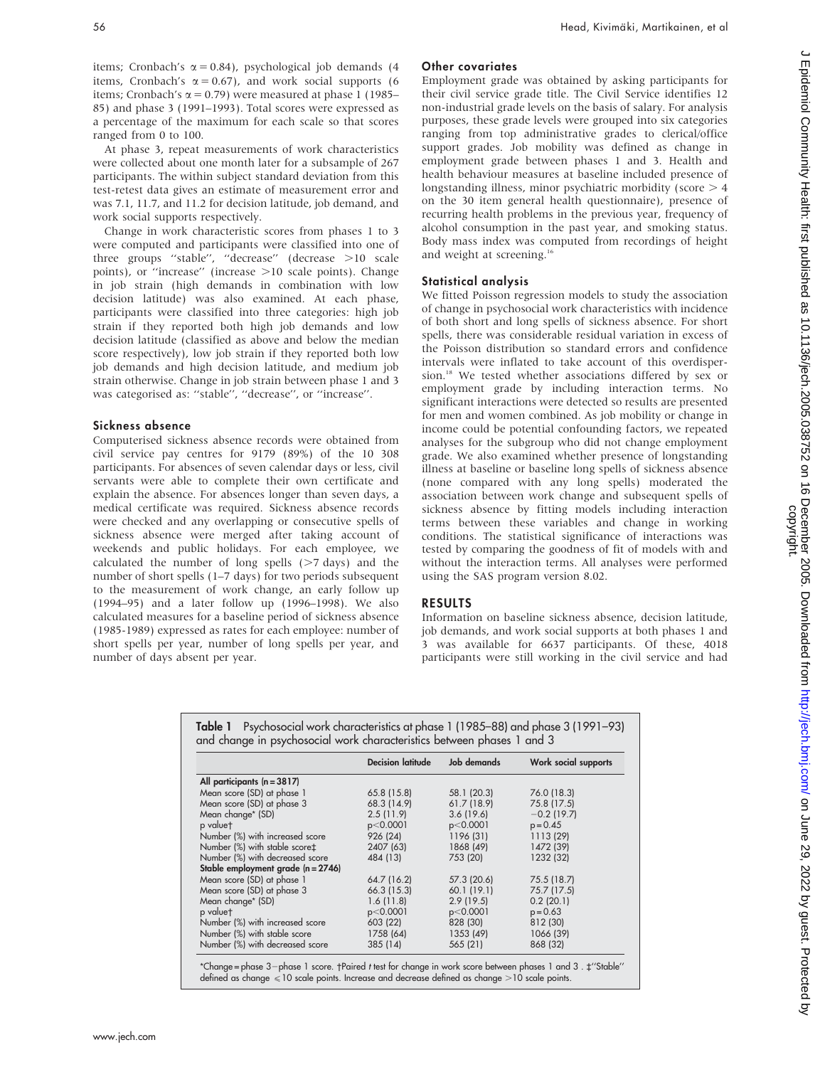items; Cronbach's $\alpha = 0.84$), psychological job demands (4 items, Cronbach's $\alpha = 0.67$), and work social supports (6 items; Cronbach's $\alpha = 0.79$) were measured at phase 1 (1985–85) and phase 3 (1991–1993). Total scores were expressed as a percentage of the maximum for each scale so that scores ranged from 0 to 100.

At phase 3, repeat measurements of work characteristics were collected about one month later for a subsample of 267 participants. The within subject standard deviation from this test-retest data gives an estimate of measurement error and was 7.1, 11.7, and 11.2 for decision latitude, job demand, and work social supports respectively.

Change in work characteristic scores from phases 1 to 3 were computed and participants were classified into one of three groups "stable", "decrease" (decrease >10 scale points), or "increase" (increase >10 scale points). Change in job strain (high demands in combination with low decision latitude) was also examined. At each phase, participants were classified into three categories: high job strain if they reported both high job demands and low decision latitude (classified as above and below the median score respectively), low job strain if they reported both low job demands and high decision latitude, and medium job strain otherwise. Change in job strain between phase 1 and 3 was categorised as: "stable", "decrease", or "increase".

### Sickness absence

Computerised sickness absence records were obtained from civil service pay centres for 9179 (89%) of the 10 308 participants. For absences of seven calendar days or less, civil servants were able to complete their own certificate and explain the absence. For absences longer than seven days, a medical certificate was required. Sickness absence records were checked and any overlapping or consecutive spells of sickness absence were merged after taking account of weekends and public holidays. For each employee, we calculated the number of long spells (>7 days) and the number of short spells (1–7 days) for two periods subsequent to the measurement of work change, an early follow up (1994–95) and a later follow up (1996–1998). We also calculated measures for a baseline period of sickness absence (1985-1989) expressed as rates for each employee: number of short spells per year, number of long spells per year, and number of days absent per year.

### Other covariates

Employment grade was obtained by asking participants for their civil service grade title. The Civil Service identifies 12 non-industrial grade levels on the basis of salary. For analysis purposes, these grade levels were grouped into six categories ranging from top administrative grades to clerical/office support grades. Job mobility was defined as change in employment grade between phases 1 and 3. Health and health behaviour measures at baseline included presence of longstanding illness, minor psychiatric morbidity (score > 4 on the 30 item general health questionnaire), presence of recurring health problems in the previous year, frequency of alcohol consumption in the past year, and smoking status. Body mass index was computed from recordings of height and weight at screening.[16]

### Statistical analysis

We fitted Poisson regression models to study the association of change in psychosocial work characteristics with incidence of both short and long spells of sickness absence. For short spells, there was considerable residual variation in excess of the Poisson distribution so standard errors and confidence intervals were inflated to take account of this overdispersion.[18] We tested whether associations differed by sex or employment grade by including interaction terms. No significant interactions were detected so results are presented for men and women combined. As job mobility or change in income could be potential confounding factors, we repeated analyses for the subgroup who did not change employment grade. We also examined whether presence of longstanding illness at baseline or baseline long spells of sickness absence (none compared with any long spells) moderated the association between work change and subsequent spells of sickness absence by fitting models including interaction terms between these variables and change in working conditions. The statistical significance of interactions was tested by comparing the goodness of fit of models with and without the interaction terms. All analyses were performed using the SAS program version 8.02.

## RESULTS

Information on baseline sickness absence, decision latitude, job demands, and work social supports at both phases 1 and 3 was available for 6637 participants. Of these, 4018 participants were still working in the civil service and had

**Table 1** Psychosocial work characteristics at phase 1 (1985–88) and phase 3 (1991–93) and change in psychosocial work characteristics between phases 1 and 3

| | Decision latitude | Job demands | Work social supports |
|---|---|---|---|
| **All participants (n = 3817)** | | | |
| Mean score (SD) at phase 1 | 65.8 (15.8) | 58.1 (20.3) | 76.0 (18.3) |
| Mean score (SD) at phase 3 | 68.3 (14.9) | 61.7 (18.9) | 75.8 (17.5) |
| Mean change* (SD) | 2.5 (11.9) | 3.6 (19.6) | −0.2 (19.7) |
| p value† | p<0.0001 | p<0.0001 | p = 0.45 |
| Number (%) with increased score | 926 (24) | 1196 (31) | 1113 (29) |
| Number (%) with stable score‡ | 2407 (63) | 1868 (49) | 1472 (39) |
| Number (%) with decreased score | 484 (13) | 753 (20) | 1232 (32) |
| **Stable employment grade (n = 2746)** | | | |
| Mean score (SD) at phase 1 | 64.7 (16.2) | 57.3 (20.6) | 75.5 (18.7) |
| Mean score (SD) at phase 3 | 66.3 (15.3) | 60.1 (19.1) | 75.7 (17.5) |
| Mean change* (SD) | 1.6 (11.8) | 2.9 (19.5) | 0.2 (20.1) |
| p value† | p<0.0001 | p<0.0001 | p = 0.63 |
| Number (%) with increased score | 603 (22) | 828 (30) | 812 (30) |
| Number (%) with stable score | 1758 (64) | 1353 (49) | 1066 (39) |
| Number (%) with decreased score | 385 (14) | 565 (21) | 868 (32) |

*Change = phase 3−phase 1 score. †Paired *t* test for change in work score between phases 1 and 3 . ‡"Stable" defined as change ≤10 scale points. Increase and decrease defined as change >10 scale points.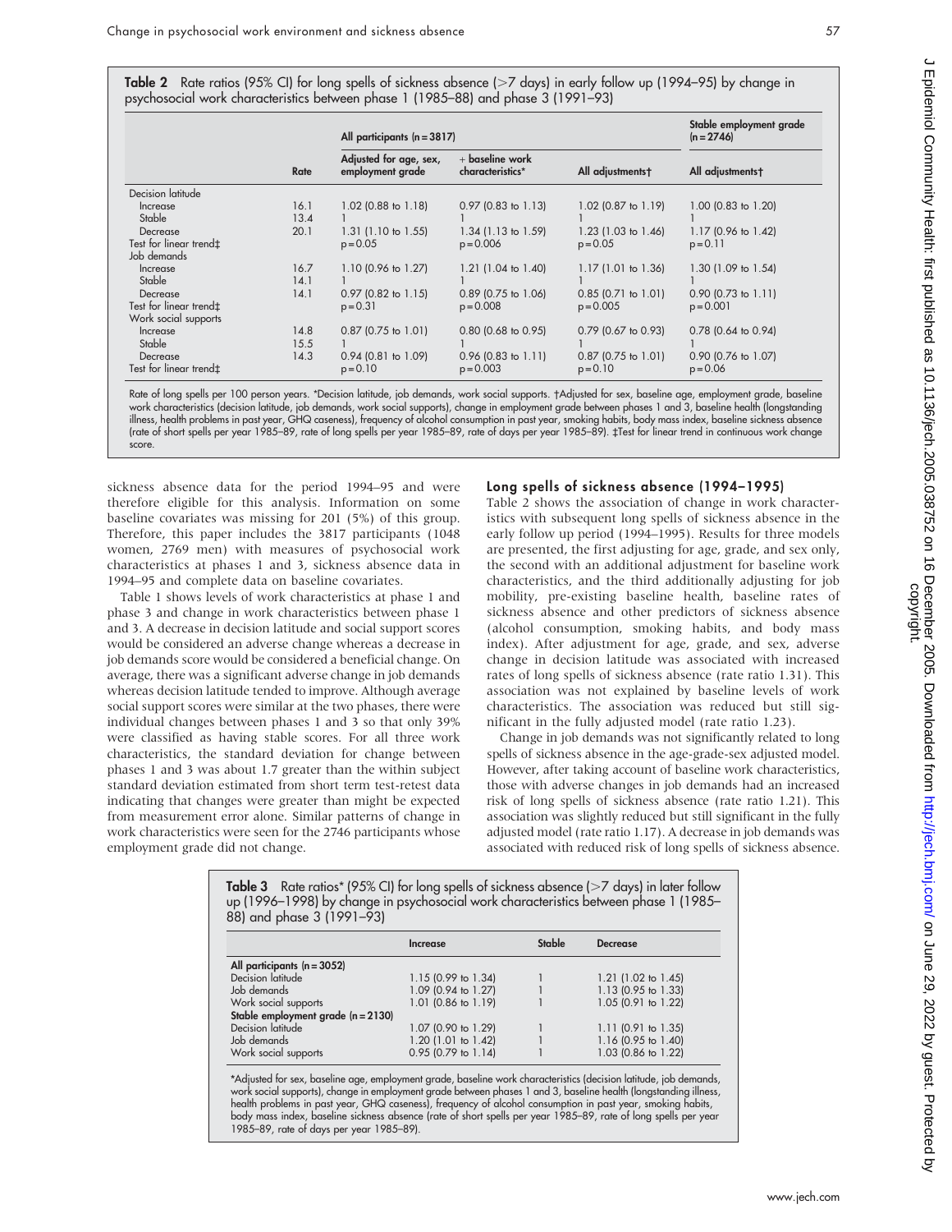**Table 2** Rate ratios (95% CI) for long spells of sickness absence (>7 days) in early follow up (1994–95) by change in psychosocial work characteristics between phase 1 (1985–88) and phase 3 (1991–93)

| | | All participants (n = 3817) | | | Stable employment grade (n = 2746) |
|---|---|---|---|---|---|
| | Rate | Adjusted for age, sex, employment grade | + baseline work characteristics* | All adjustments† | All adjustments† |
| Decision latitude | | | | | |
| Increase | 16.1 | 1.02 (0.88 to 1.18) | 0.97 (0.83 to 1.13) | 1.02 (0.87 to 1.19) | 1.00 (0.83 to 1.20) |
| Stable | 13.4 | 1 | 1 | 1 | 1 |
| Decrease | 20.1 | 1.31 (1.10 to 1.55) | 1.34 (1.13 to 1.59) | 1.23 (1.03 to 1.46) | 1.17 (0.96 to 1.42) |
| Test for linear trend‡ | | p = 0.05 | p = 0.006 | p = 0.05 | p = 0.11 |
| Job demands | | | | | |
| Increase | 16.7 | 1.10 (0.96 to 1.27) | 1.21 (1.04 to 1.40) | 1.17 (1.01 to 1.36) | 1.30 (1.09 to 1.54) |
| Stable | 14.1 | 1 | 1 | 1 | 1 |
| Decrease | 14.1 | 0.97 (0.82 to 1.15) | 0.89 (0.75 to 1.06) | 0.85 (0.71 to 1.01) | 0.90 (0.73 to 1.11) |
| Test for linear trend‡ | | p = 0.31 | p = 0.008 | p = 0.005 | p = 0.001 |
| Work social supports | | | | | |
| Increase | 14.8 | 0.87 (0.75 to 1.01) | 0.80 (0.68 to 0.95) | 0.79 (0.67 to 0.93) | 0.78 (0.64 to 0.94) |
| Stable | 15.5 | 1 | 1 | 1 | 1 |
| Decrease | 14.3 | 0.94 (0.81 to 1.09) | 0.96 (0.83 to 1.11) | 0.87 (0.75 to 1.01) | 0.90 (0.76 to 1.07) |
| Test for linear trend‡ | | p = 0.10 | p = 0.003 | p = 0.10 | p = 0.06 |

Rate of long spells per 100 person years. *Decision latitude, job demands, work social supports. †Adjusted for sex, baseline age, employment grade, baseline work characteristics (decision latitude, job demands, work social supports), change in employment grade between phases 1 and 3, baseline health (longstanding illness, health problems in past year, GHQ caseness), frequency of alcohol consumption in past year, smoking habits, body mass index, baseline sickness absence (rate of short spells per year 1985–89, rate of long spells per year 1985–89, rate of days per year 1985–89). ‡Test for linear trend in continuous work change score.

sickness absence data for the period 1994–95 and were therefore eligible for this analysis. Information on some baseline covariates was missing for 201 (5%) of this group. Therefore, this paper includes the 3817 participants (1048 women, 2769 men) with measures of psychosocial work characteristics at phases 1 and 3, sickness absence data in 1994–95 and complete data on baseline covariates.

Table 1 shows levels of work characteristics at phase 1 and phase 3 and change in work characteristics between phase 1 and 3. A decrease in decision latitude and social support scores would be considered an adverse change whereas a decrease in job demands score would be considered a beneficial change. On average, there was a significant adverse change in job demands whereas decision latitude tended to improve. Although average social support scores were similar at the two phases, there were individual changes between phases 1 and 3 so that only 39% were classified as having stable scores. For all three work characteristics, the standard deviation for change between phases 1 and 3 was about 1.7 greater than the within subject standard deviation estimated from short term test-retest data indicating that changes were greater than might be expected from measurement error alone. Similar patterns of change in work characteristics were seen for the 2746 participants whose employment grade did not change.

### Long spells of sickness absence (1994–1995)

Table 2 shows the association of change in work characteristics with subsequent long spells of sickness absence in the early follow up period (1994–1995). Results for three models are presented, the first adjusting for age, grade, and sex only, the second with an additional adjustment for baseline work characteristics, and the third additionally adjusting for job mobility, pre-existing baseline health, baseline rates of sickness absence and other predictors of sickness absence (alcohol consumption, smoking habits, and body mass index). After adjustment for age, grade, and sex, adverse change in decision latitude was associated with increased rates of long spells of sickness absence (rate ratio 1.31). This association was not explained by baseline levels of work characteristics. The association was reduced but still significant in the fully adjusted model (rate ratio 1.23).

Change in job demands was not significantly related to long spells of sickness absence in the age-grade-sex adjusted model. However, after taking account of baseline work characteristics, those with adverse changes in job demands had an increased risk of long spells of sickness absence (rate ratio 1.21). This association was slightly reduced but still significant in the fully adjusted model (rate ratio 1.17). A decrease in job demands was associated with reduced risk of long spells of sickness absence.

**Table 3** Rate ratios* (95% CI) for long spells of sickness absence (>7 days) in later follow up (1996–1998) by change in psychosocial work characteristics between phase 1 (1985–88) and phase 3 (1991–93)

| | Increase | Stable | Decrease |
|---|---|---|---|
| **All participants (n = 3052)** | | | |
| Decision latitude | 1.15 (0.99 to 1.34) | 1 | 1.21 (1.02 to 1.45) |
| Job demands | 1.09 (0.94 to 1.27) | 1 | 1.13 (0.95 to 1.33) |
| Work social supports | 1.01 (0.86 to 1.19) | 1 | 1.05 (0.91 to 1.22) |
| **Stable employment grade (n = 2130)** | | | |
| Decision latitude | 1.07 (0.90 to 1.29) | 1 | 1.11 (0.91 to 1.35) |
| Job demands | 1.20 (1.01 to 1.42) | 1 | 1.16 (0.95 to 1.40) |
| Work social supports | 0.95 (0.79 to 1.14) | 1 | 1.03 (0.86 to 1.22) |

*Adjusted for sex, baseline age, employment grade, baseline work characteristics (decision latitude, job demands, work social supports), change in employment grade between phases 1 and 3, baseline health (longstanding illness, health problems in past year, GHQ caseness), frequency of alcohol consumption in past year, smoking habits, body mass index, baseline sickness absence (rate of short spells per year 1985–89, rate of long spells per year 1985–89, rate of days per year 1985–89).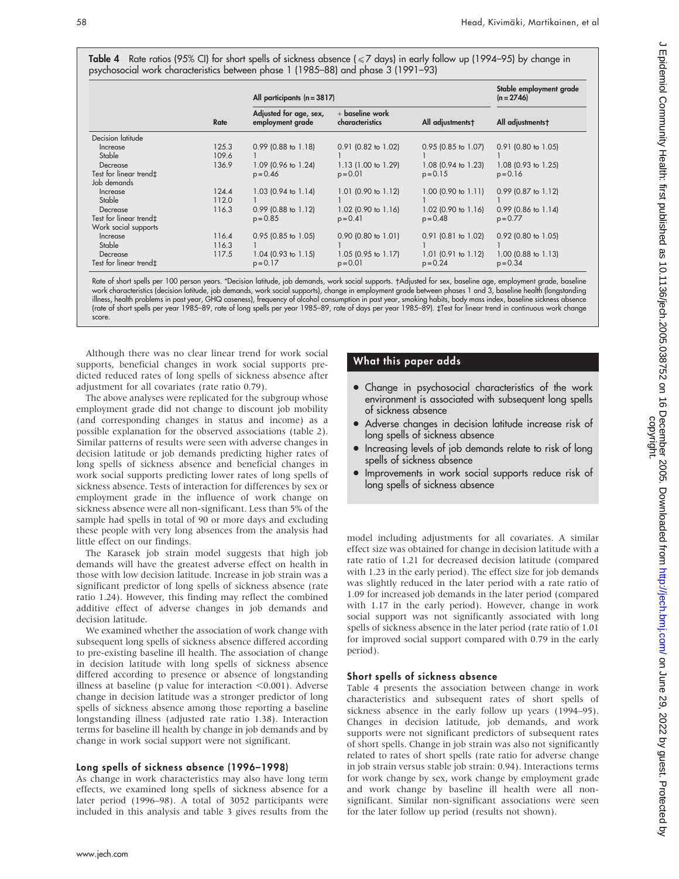**Table 4** Rate ratios (95% CI) for short spells of sickness absence (⩽7 days) in early follow up (1994–95) by change in psychosocial work characteristics between phase 1 (1985–88) and phase 3 (1991–93)

| | | All participants (n = 3817) | | | Stable employment grade (n = 2746) |
|---|---|---|---|---|---|
| | Rate | Adjusted for age, sex, employment grade | + baseline work characteristics | All adjustments† | All adjustments† |
| Decision latitude | | | | | |
| Increase | 125.3 | 0.99 (0.88 to 1.18) | 0.91 (0.82 to 1.02) | 0.95 (0.85 to 1.07) | 0.91 (0.80 to 1.05) |
| Stable | 109.6 | 1 | 1 | 1 | 1 |
| Decrease | 136.9 | 1.09 (0.96 to 1.24) | 1.13 (1.00 to 1.29) | 1.08 (0.94 to 1.23) | 1.08 (0.93 to 1.25) |
| Test for linear trend‡ | | p = 0.46 | p = 0.01 | p = 0.15 | p = 0.16 |
| Job demands | | | | | |
| Increase | 124.4 | 1.03 (0.94 to 1.14) | 1.01 (0.90 to 1.12) | 1.00 (0.90 to 1.11) | 0.99 (0.87 to 1.12) |
| Stable | 112.0 | 1 | 1 | 1 | 1 |
| Decrease | 116.3 | 0.99 (0.88 to 1.12) | 1.02 (0.90 to 1.16) | 1.02 (0.90 to 1.16) | 0.99 (0.86 to 1.14) |
| Test for linear trend‡ | | p = 0.85 | p = 0.41 | p = 0.48 | p = 0.77 |
| Work social supports | | | | | |
| Increase | 116.4 | 0.95 (0.85 to 1.05) | 0.90 (0.80 to 1.01) | 0.91 (0.81 to 1.02) | 0.92 (0.80 to 1.05) |
| Stable | 116.3 | 1 | 1 | 1 | 1 |
| Decrease | 117.5 | 1.04 (0.93 to 1.15) | 1.05 (0.95 to 1.17) | 1.01 (0.91 to 1.12) | 1.00 (0.88 to 1.13) |
| Test for linear trend‡ | | p = 0.17 | p = 0.01 | p = 0.24 | p = 0.34 |

Rate of short spells per 100 person years. *Decision latitude, job demands, work social supports. †Adjusted for sex, baseline age, employment grade, baseline work characteristics (decision latitude, job demands, work social supports), change in employment grade between phases 1 and 3, baseline health (longstanding illness, health problems in past year, GHQ caseness), frequency of alcohol consumption in past year, smoking habits, body mass index, baseline sickness absence (rate of short spells per year 1985–89, rate of long spells per year 1985–89, rate of days per year 1985–89). ‡Test for linear trend in continuous work change score.

Although there was no clear linear trend for work social supports, beneficial changes in work social supports predicted reduced rates of long spells of sickness absence after adjustment for all covariates (rate ratio 0.79).

The above analyses were replicated for the subgroup whose employment grade did not change to discount job mobility (and corresponding changes in status and income) as a possible explanation for the observed associations (table 2). Similar patterns of results were seen with adverse changes in decision latitude or job demands predicting higher rates of long spells of sickness absence and beneficial changes in work social supports predicting lower rates of long spells of sickness absence. Tests of interaction for differences by sex or employment grade in the influence of work change on sickness absence were all non-significant. Less than 5% of the sample had spells in total of 90 or more days and excluding these people with very long absences from the analysis had little effect on our findings.

The Karasek job strain model suggests that high job demands will have the greatest adverse effect on health in those with low decision latitude. Increase in job strain was a significant predictor of long spells of sickness absence (rate ratio 1.24). However, this finding may reflect the combined additive effect of adverse changes in job demands and decision latitude.

We examined whether the association of work change with subsequent long spells of sickness absence differed according to pre-existing baseline ill health. The association of change in decision latitude with long spells of sickness absence differed according to presence or absence of longstanding illness at baseline (p value for interaction <0.001). Adverse change in decision latitude was a stronger predictor of long spells of sickness absence among those reporting a baseline longstanding illness (adjusted rate ratio 1.38). Interaction terms for baseline ill health by change in job demands and by change in work social support were not significant.

### Long spells of sickness absence (1996–1998)

As change in work characteristics may also have long term effects, we examined long spells of sickness absence for a later period (1996–98). A total of 3052 participants were included in this analysis and table 3 gives results from the model including adjustments for all covariates. A similar effect size was obtained for change in decision latitude with a rate ratio of 1.21 for decreased decision latitude (compared with 1.23 in the early period). The effect size for job demands was slightly reduced in the later period with a rate ratio of 1.09 for increased job demands in the later period (compared with 1.17 in the early period). However, change in work social support was not significantly associated with long spells of sickness absence in the later period (rate ratio of 1.01 for improved social support compared with 0.79 in the early period).

### What this paper adds

- Change in psychosocial characteristics of the work environment is associated with subsequent long spells of sickness absence
- Adverse changes in decision latitude increase risk of long spells of sickness absence
- Increasing levels of job demands relate to risk of long spells of sickness absence
- Improvements in work social supports reduce risk of long spells of sickness absence

### Short spells of sickness absence

Table 4 presents the association between change in work characteristics and subsequent rates of short spells of sickness absence in the early follow up years (1994–95). Changes in decision latitude, job demands, and work supports were not significant predictors of subsequent rates of short spells. Change in job strain was also not significantly related to rates of short spells (rate ratio for adverse change in job strain versus stable job strain: 0.94). Interactions terms for work change by sex, work change by employment grade and work change by baseline ill health were all non-significant. Similar non-significant associations were seen for the later follow up period (results not shown).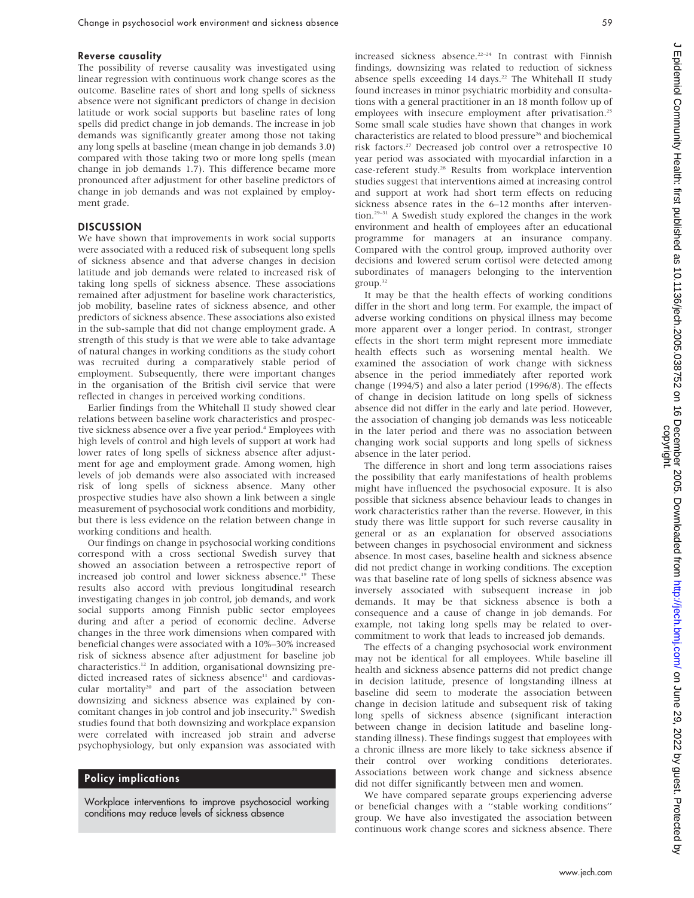### Reverse causality

The possibility of reverse causality was investigated using linear regression with continuous work change scores as the outcome. Baseline rates of short and long spells of sickness absence were not significant predictors of change in decision latitude or work social supports but baseline rates of long spells did predict change in job demands. The increase in job demands was significantly greater among those not taking any long spells at baseline (mean change in job demands 3.0) compared with those taking two or more long spells (mean change in job demands 1.7). This difference became more pronounced after adjustment for other baseline predictors of change in job demands and was not explained by employment grade.

## DISCUSSION

We have shown that improvements in work social supports were associated with a reduced risk of subsequent long spells of sickness absence and that adverse changes in decision latitude and job demands were related to increased risk of taking long spells of sickness absence. These associations remained after adjustment for baseline work characteristics, job mobility, baseline rates of sickness absence, and other predictors of sickness absence. These associations also existed in the sub-sample that did not change employment grade. A strength of this study is that we were able to take advantage of natural changes in working conditions as the study cohort was recruited during a comparatively stable period of employment. Subsequently, there were important changes in the organisation of the British civil service that were reflected in changes in perceived working conditions.

Earlier findings from the Whitehall II study showed clear relations between baseline work characteristics and prospective sickness absence over a five year period.[4] Employees with high levels of control and high levels of support at work had lower rates of long spells of sickness absence after adjustment for age and employment grade. Among women, high levels of job demands were also associated with increased risk of long spells of sickness absence. Many other prospective studies have also shown a link between a single measurement of psychosocial work conditions and morbidity, but there is less evidence on the relation between change in working conditions and health.

Our findings on change in psychosocial working conditions correspond with a cross sectional Swedish survey that showed an association between a retrospective report of increased job control and lower sickness absence.[19] These results also accord with previous longitudinal research investigating changes in job control, job demands, and work social supports among Finnish public sector employees during and after a period of economic decline. Adverse changes in the three work dimensions when compared with beneficial changes were associated with a 10%–30% increased risk of sickness absence after adjustment for baseline job characteristics.[12] In addition, organisational downsizing predicted increased rates of sickness absence[11] and cardiovascular mortality[20] and part of the association between downsizing and sickness absence was explained by concomitant changes in job control and job insecurity.[21] Swedish studies found that both downsizing and workplace expansion were correlated with increased job strain and adverse psychophysiology, but only expansion was associated with increased sickness absence.[22–24] In contrast with Finnish findings, downsizing was related to reduction of sickness absence spells exceeding 14 days.[22] The Whitehall II study found increases in minor psychiatric morbidity and consultations with a general practitioner in an 18 month follow up of employees with insecure employment after privatisation.[25] Some small scale studies have shown that changes in work characteristics are related to blood pressure[26] and biochemical risk factors.[27] Decreased job control over a retrospective 10 year period was associated with myocardial infarction in a case-referent study.[28] Results from workplace intervention studies suggest that interventions aimed at increasing control and support at work had short term effects on reducing sickness absence rates in the 6–12 months after intervention.[29–31] A Swedish study explored the changes in the work environment and health of employees after an educational programme for managers at an insurance company. Compared with the control group, improved authority over decisions and lowered serum cortisol were detected among subordinates of managers belonging to the intervention group.[32]

It may be that the health effects of working conditions differ in the short and long term. For example, the impact of adverse working conditions on physical illness may become more apparent over a longer period. In contrast, stronger effects in the short term might represent more immediate health effects such as worsening mental health. We examined the association of work change with sickness absence in the period immediately after reported work change (1994/5) and also a later period (1996/8). The effects of change in decision latitude on long spells of sickness absence did not differ in the early and late period. However, the association of changing job demands was less noticeable in the later period and there was no association between changing work social supports and long spells of sickness absence in the later period.

The difference in short and long term associations raises the possibility that early manifestations of health problems might have influenced the psychosocial exposure. It is also possible that sickness absence behaviour leads to changes in work characteristics rather than the reverse. However, in this study there was little support for such reverse causality in general or as an explanation for observed associations between changes in psychosocial environment and sickness absence. In most cases, baseline health and sickness absence did not predict change in working conditions. The exception was that baseline rate of long spells of sickness absence was inversely associated with subsequent increase in job demands. It may be that sickness absence is both a consequence and a cause of change in job demands. For example, not taking long spells may be related to overcommitment to work that leads to increased job demands.

The effects of a changing psychosocial work environment may not be identical for all employees. While baseline ill health and sickness absence patterns did not predict change in decision latitude, presence of longstanding illness at baseline did seem to moderate the association between change in decision latitude and subsequent risk of taking long spells of sickness absence (significant interaction between change in decision latitude and baseline longstanding illness). These findings suggest that employees with a chronic illness are more likely to take sickness absence if their control over working conditions deteriorates. Associations between work change and sickness absence did not differ significantly between men and women.

We have compared separate groups experiencing adverse or beneficial changes with a ''stable working conditions'' group. We have also investigated the association between continuous work change scores and sickness absence. There

### Policy implications

Workplace interventions to improve psychosocial working conditions may reduce levels of sickness absence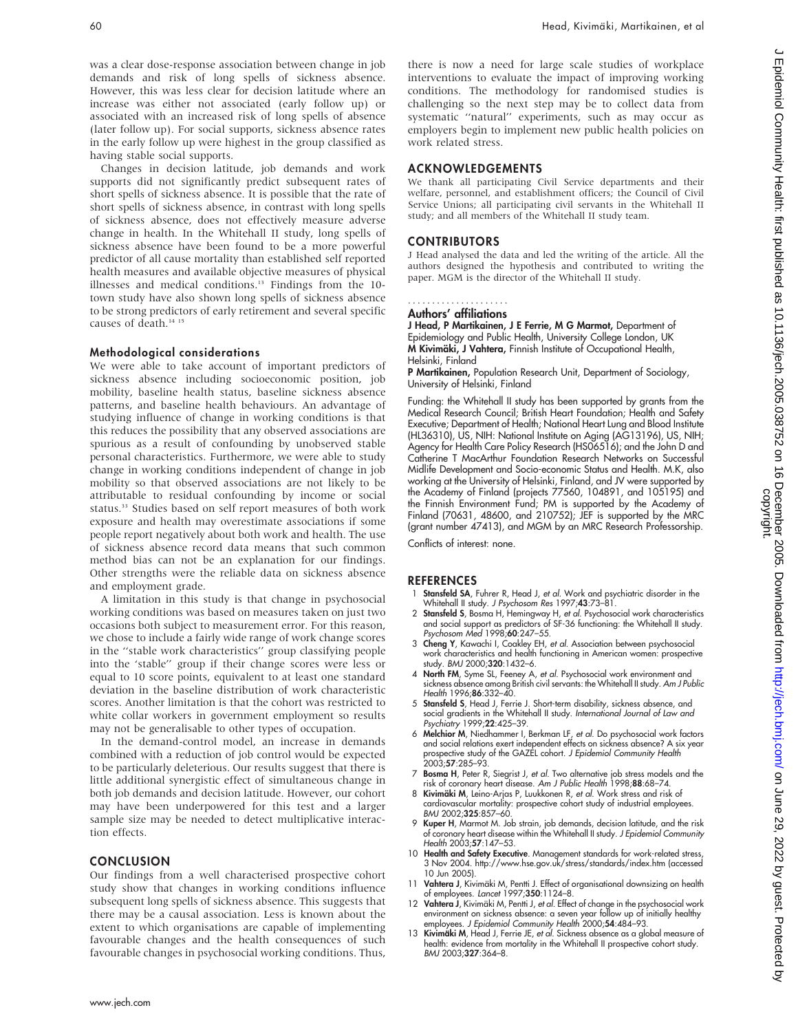was a clear dose-response association between change in job demands and risk of long spells of sickness absence. However, this was less clear for decision latitude where an increase was either not associated (early follow up) or associated with an increased risk of long spells of absence (later follow up). For social supports, sickness absence rates in the early follow up were highest in the group classified as having stable social supports.

Changes in decision latitude, job demands and work supports did not significantly predict subsequent rates of short spells of sickness absence. It is possible that the rate of short spells of sickness absence, in contrast with long spells of sickness absence, does not effectively measure adverse change in health. In the Whitehall II study, long spells of sickness absence have been found to be a more powerful predictor of all cause mortality than established self reported health measures and available objective measures of physical illnesses and medical conditions.[13] Findings from the 10-town study have also shown long spells of sickness absence to be strong predictors of early retirement and several specific causes of death.[14 15]

### Methodological considerations

We were able to take account of important predictors of sickness absence including socioeconomic position, job mobility, baseline health status, baseline sickness absence patterns, and baseline health behaviours. An advantage of studying influence of change in working conditions is that this reduces the possibility that any observed associations are spurious as a result of confounding by unobserved stable personal characteristics. Furthermore, we were able to study change in working conditions independent of change in job mobility so that observed associations are not likely to be attributable to residual confounding by income or social status.[33] Studies based on self report measures of both work exposure and health may overestimate associations if some people report negatively about both work and health. The use of sickness absence record data means that such common method bias can not be an explanation for our findings. Other strengths were the reliable data on sickness absence and employment grade.

A limitation in this study is that change in psychosocial working conditions was based on measures taken on just two occasions both subject to measurement error. For this reason, we chose to include a fairly wide range of work change scores in the "stable work characteristics" group classifying people into the 'stable" group if their change scores were less or equal to 10 score points, equivalent to at least one standard deviation in the baseline distribution of work characteristic scores. Another limitation is that the cohort was restricted to white collar workers in government employment so results may not be generalisable to other types of occupation.

In the demand-control model, an increase in demands combined with a reduction of job control would be expected to be particularly deleterious. Our results suggest that there is little additional synergistic effect of simultaneous change in both job demands and decision latitude. However, our cohort may have been underpowered for this test and a larger sample size may be needed to detect multiplicative interaction effects.

## CONCLUSION

Our findings from a well characterised prospective cohort study show that changes in working conditions influence subsequent long spells of sickness absence. This suggests that there may be a causal association. Less is known about the extent to which organisations are capable of implementing favourable changes and the health consequences of such favourable changes in psychosocial working conditions. Thus, there is now a need for large scale studies of workplace interventions to evaluate the impact of improving working conditions. The methodology for randomised studies is challenging so the next step may be to collect data from systematic "natural" experiments, such as may occur as employers begin to implement new public health policies on work related stress.

## ACKNOWLEDGEMENTS

We thank all participating Civil Service departments and their welfare, personnel, and establishment officers; the Council of Civil Service Unions; all participating civil servants in the Whitehall II study; and all members of the Whitehall II study team.

## CONTRIBUTORS

J Head analysed the data and led the writing of the article. All the authors designed the hypothesis and contributed to writing the paper. MGM is the director of the Whitehall II study.

### Authors' affiliations

**J Head, P Martikainen, J E Ferrie, M G Marmot,** Department of Epidemiology and Public Health, University College London, UK
**M Kivimäki, J Vahtera,** Finnish Institute of Occupational Health, Helsinki, Finland
**P Martikainen,** Population Research Unit, Department of Sociology, University of Helsinki, Finland

Funding: the Whitehall II study has been supported by grants from the Medical Research Council; British Heart Foundation; Health and Safety Executive; Department of Health; National Heart Lung and Blood Institute (HL36310), US, NIH: National Institute on Aging (AG13196), US, NIH; Agency for Health Care Policy Research (HS06516); and the John D and Catherine T MacArthur Foundation Research Networks on Successful Midlife Development and Socio-economic Status and Health. M.K, also working at the University of Helsinki, Finland, and JV were supported by the Academy of Finland (projects 77560, 104891, and 105195) and the Finnish Environment Fund; PM is supported by the Academy of Finland (70631, 48600, and 210752); JEF is supported by the MRC (grant number 47413), and MGM by an MRC Research Professorship.

Conflicts of interest: none.

## REFERENCES

1. **Stansfeld SA**, Fuhrer R, Head J, *et al*. Work and psychiatric disorder in the Whitehall II study. *J Psychosom Res* 1997;**43**:73–81.
2. **Stansfeld S**, Bosma H, Hemingway H, *et al*. Psychosocial work characteristics and social support as predictors of SF-36 functioning: the Whitehall II study. *Psychosom Med* 1998;**60**:247–55.
3. **Cheng Y**, Kawachi I, Coakley EH, *et al*. Association between psychosocial work characteristics and health functioning in American women: prospective study. *BMJ* 2000;**320**:1432–6.
4. **North FM**, Syme SL, Feeney A, *et al*. Psychosocial work environment and sickness absence among British civil servants: the Whitehall II study. *Am J Public Health* 1996;**86**:332–40.
5. **Stansfeld S**, Head J, Ferrie J. Short-term disability, sickness absence, and social gradients in the Whitehall II study. *International Journal of Law and Psychiatry* 1999;**22**:425–39.
6. **Melchior M**, Niedhammer I, Berkman LF, *et al*. Do psychosocial work factors and social relations exert independent effects on sickness absence? A six year prospective study of the GAZEL cohort. *J Epidemiol Community Health* 2003;**57**:285–93.
7. **Bosma H**, Peter R, Siegrist J, *et al*. Two alternative job stress models and the risk of coronary heart disease. *Am J Public Health* 1998;**88**:68–74.
8. **Kivimäki M**, Leino-Arjas P, Luukkonen R, *et al*. Work stress and risk of cardiovascular mortality: prospective cohort study of industrial employees. *BMJ* 2002;**325**:857–60.
9. **Kuper H**, Marmot M. Job strain, job demands, decision latitude, and the risk of coronary heart disease within the Whitehall II study. *J Epidemiol Community Health* 2003;**57**:147–53.
10. **Health and Safety Executive**. Management standards for work-related stress, 3 Nov 2004. http://www.hse.gov.uk/stress/standards/index.htm (accessed 10 Jun 2005).
11. **Vahtera J**, Kivimäki M, Pentti J. Effect of organisational downsizing on health of employees. *Lancet* 1997;**350**:1124–8.
12. **Vahtera J**, Kivimäki M, Pentti J, *et al*. Effect of change in the psychosocial work environment on sickness absence: a seven year follow up of initially healthy employees. *J Epidemiol Community Health* 2000;**54**:484–93.
13. **Kivimäki M**, Head J, Ferrie JE, *et al*. Sickness absence as a global measure of health: evidence from mortality in the Whitehall II prospective cohort study. *BMJ* 2003;**327**:364–8.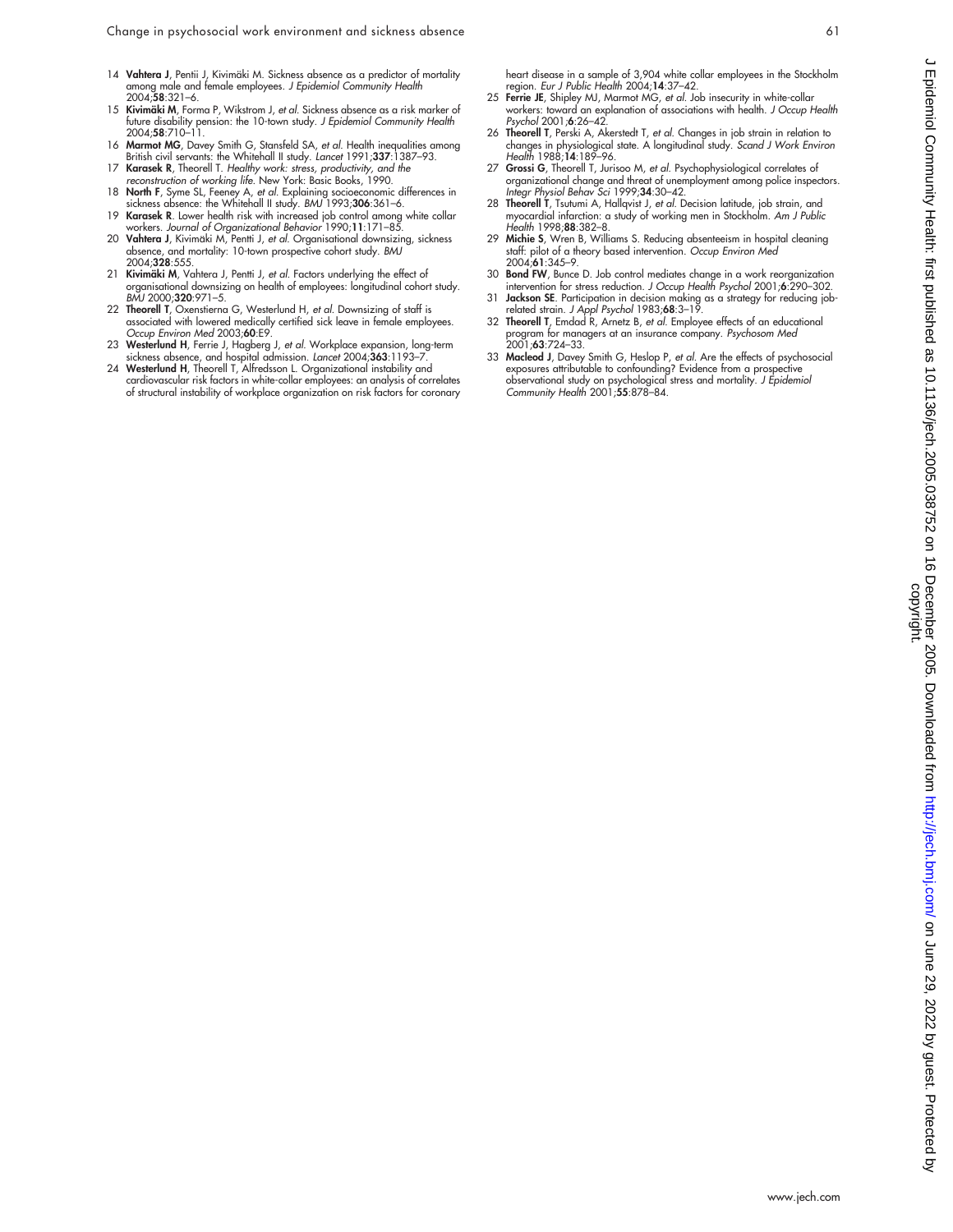14 **Vahtera J**, Pentii J, Kivimäki M. Sickness absence as a predictor of mortality among male and female employees. *J Epidemiol Community Health* 2004;**58**:321–6.

15 **Kivimäki M**, Forma P, Wikstrom J, *et al*. Sickness absence as a risk marker of future disability pension: the 10-town study. *J Epidemiol Community Health* 2004;**58**:710–11.

16 **Marmot MG**, Davey Smith G, Stansfeld SA, *et al*. Health inequalities among British civil servants: the Whitehall II study. *Lancet* 1991;**337**:1387–93.

17 **Karasek R**, Theorell T. *Healthy work: stress, productivity, and the reconstruction of working life*. New York: Basic Books, 1990.

18 **North F**, Syme SL, Feeney A, *et al*. Explaining socioeconomic differences in sickness absence: the Whitehall II study. *BMJ* 1993;**306**:361–6.

19 **Karasek R**. Lower health risk with increased job control among white collar workers. *Journal of Organizational Behavior* 1990;**11**:171–85.

20 **Vahtera J**, Kivimäki M, Pentti J, *et al*. Organisational downsizing, sickness absence, and mortality: 10-town prospective cohort study. *BMJ* 2004;**328**:555.

21 **Kivimäki M**, Vahtera J, Pentti J, *et al*. Factors underlying the effect of organisational downsizing on health of employees: longitudinal cohort study. *BMJ* 2000;**320**:971–5.

22 **Theorell T**, Oxenstierna G, Westerlund H, *et al*. Downsizing of staff is associated with lowered medically certified sick leave in female employees. *Occup Environ Med* 2003;**60**:E9.

23 **Westerlund H**, Ferrie J, Hagberg J, *et al*. Workplace expansion, long-term sickness absence, and hospital admission. *Lancet* 2004;**363**:1193–7.

24 **Westerlund H**, Theorell T, Alfredsson L. Organizational instability and cardiovascular risk factors in white-collar employees: an analysis of correlates of structural instability of workplace organization on risk factors for coronary heart disease in a sample of 3,904 white collar employees in the Stockholm region. *Eur J Public Health* 2004;**14**:37–42.

25 **Ferrie JE**, Shipley MJ, Marmot MG, *et al*. Job insecurity in white-collar workers: toward an explanation of associations with health. *J Occup Health Psychol* 2001;**6**:26–42.

26 **Theorell T**, Perski A, Akerstedt T, *et al*. Changes in job strain in relation to changes in physiological state. A longitudinal study. *Scand J Work Environ Health* 1988;**14**:189–96.

27 **Grossi G**, Theorell T, Jurisoo M, *et al*. Psychophysiological correlates of organizational change and threat of unemployment among police inspectors. *Integr Physiol Behav Sci* 1999;**34**:30–42.

28 **Theorell T**, Tsutumi A, Hallqvist J, *et al*. Decision latitude, job strain, and myocardial infarction: a study of working men in Stockholm. *Am J Public Health* 1998;**88**:382–8.

29 **Michie S**, Wren B, Williams S. Reducing absenteeism in hospital cleaning staff: pilot of a theory based intervention. *Occup Environ Med* 2004;**61**:345–9.

30 **Bond FW**, Bunce D. Job control mediates change in a work reorganization intervention for stress reduction. *J Occup Health Psychol* 2001;**6**:290–302.

31 **Jackson SE**. Participation in decision making as a strategy for reducing job-related strain. *J Appl Psychol* 1983;**68**:3–19.

32 **Theorell T**, Emdad R, Arnetz B, *et al*. Employee effects of an educational program for managers at an insurance company. *Psychosom Med* 2001;**63**:724–33.

33 **Macleod J**, Davey Smith G, Heslop P, *et al*. Are the effects of psychosocial exposures attributable to confounding? Evidence from a prospective observational study on psychological stress and mortality. *J Epidemiol Community Health* 2001;**55**:878–84.